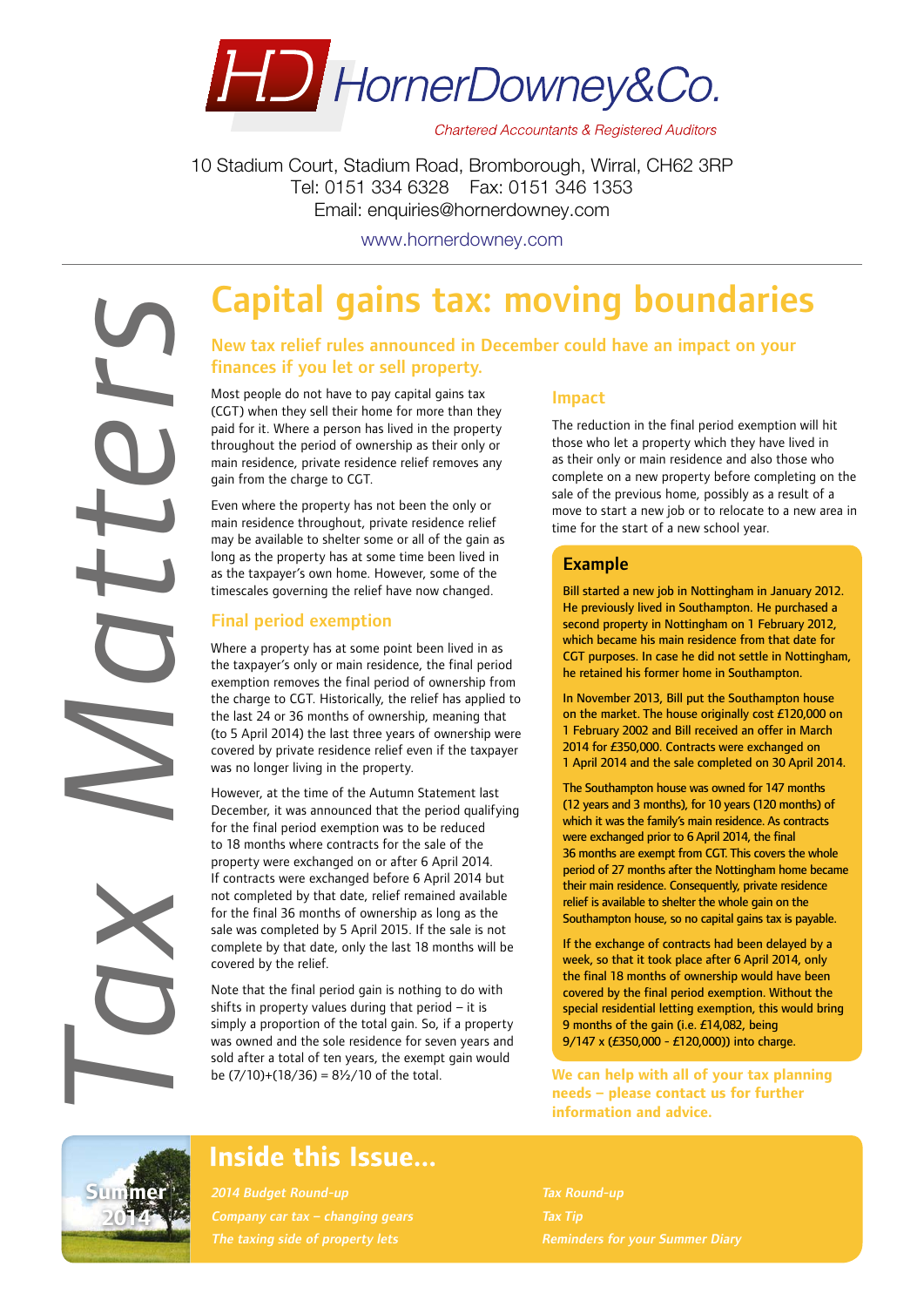HD HornerDowney&Co.

*Chartered Accountants & Registered Auditors*

10 Stadium Court, Stadium Road, Bromborough, Wirral, CH62 3RP
Tel: 0151 334 6328 Fax: 0151 346 1353
Email: enquiries@hornerdowney.com

www.hornerdowney.com

*Tax Matters*

# Capital gains tax: moving boundaries

## New tax relief rules announced in December could have an impact on your finances if you let or sell property.

Most people do not have to pay capital gains tax (CGT) when they sell their home for more than they paid for it. Where a person has lived in the property throughout the period of ownership as their only or main residence, private residence relief removes any gain from the charge to CGT.

Even where the property has not been the only or main residence throughout, private residence relief may be available to shelter some or all of the gain as long as the property has at some time been lived in as the taxpayer's own home. However, some of the timescales governing the relief have now changed.

### Final period exemption

Where a property has at some point been lived in as the taxpayer's only or main residence, the final period exemption removes the final period of ownership from the charge to CGT. Historically, the relief has applied to the last 24 or 36 months of ownership, meaning that (to 5 April 2014) the last three years of ownership were covered by private residence relief even if the taxpayer was no longer living in the property.

However, at the time of the Autumn Statement last December, it was announced that the period qualifying for the final period exemption was to be reduced to 18 months where contracts for the sale of the property were exchanged on or after 6 April 2014. If contracts were exchanged before 6 April 2014 but not completed by that date, relief remained available for the final 36 months of ownership as long as the sale was completed by 5 April 2015. If the sale is not complete by that date, only the last 18 months will be covered by the relief.

Note that the final period gain is nothing to do with shifts in property values during that period – it is simply a proportion of the total gain. So, if a property was owned and the sole residence for seven years and sold after a total of ten years, the exempt gain would be (7/10)+(18/36) = 8½/10 of the total.

### Impact

The reduction in the final period exemption will hit those who let a property which they have lived in as their only or main residence and also those who complete on a new property before completing on the sale of the previous home, possibly as a result of a move to start a new job or to relocate to a new area in time for the start of a new school year.

### Example

Bill started a new job in Nottingham in January 2012. He previously lived in Southampton. He purchased a second property in Nottingham on 1 February 2012, which became his main residence from that date for CGT purposes. In case he did not settle in Nottingham, he retained his former home in Southampton.

In November 2013, Bill put the Southampton house on the market. The house originally cost £120,000 on 1 February 2002 and Bill received an offer in March 2014 for £350,000. Contracts were exchanged on 1 April 2014 and the sale completed on 30 April 2014.

The Southampton house was owned for 147 months (12 years and 3 months), for 10 years (120 months) of which it was the family's main residence. As contracts were exchanged prior to 6 April 2014, the final 36 months are exempt from CGT. This covers the whole period of 27 months after the Nottingham home became their main residence. Consequently, private residence relief is available to shelter the whole gain on the Southampton house, so no capital gains tax is payable.

If the exchange of contracts had been delayed by a week, so that it took place after 6 April 2014, only the final 18 months of ownership would have been covered by the final period exemption. Without the special residential letting exemption, this would bring 9 months of the gain (i.e. £14,082, being 9/147 x (£350,000 - £120,000)) into charge.

**We can help with all of your tax planning needs – please contact us for further information and advice.**

## Inside this Issue...

Summer 2014

- *2014 Budget Round-up*
- *Company car tax – changing gears*
- *The taxing side of property lets*
- *Tax Round-up*
- *Tax Tip*
- *Reminders for your Summer Diary*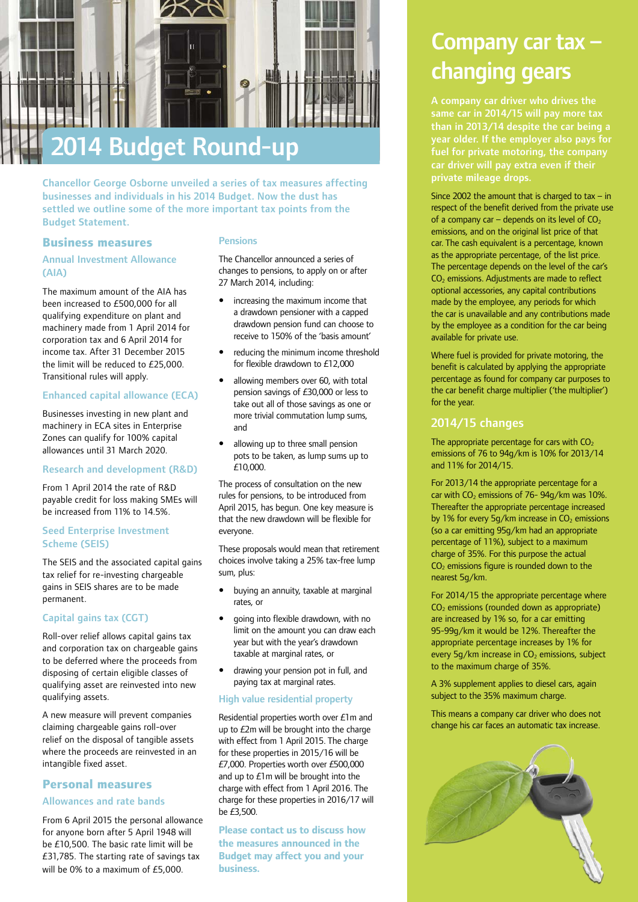# 2014 Budget Round-up

**Chancellor George Osborne unveiled a series of tax measures affecting businesses and individuals in his 2014 Budget. Now the dust has settled we outline some of the more important tax points from the Budget Statement.**

## Business measures

### Annual Investment Allowance (AIA)

The maximum amount of the AIA has been increased to £500,000 for all qualifying expenditure on plant and machinery made from 1 April 2014 for corporation tax and 6 April 2014 for income tax. After 31 December 2015 the limit will be reduced to £25,000. Transitional rules will apply.

### Enhanced capital allowance (ECA)

Businesses investing in new plant and machinery in ECA sites in Enterprise Zones can qualify for 100% capital allowances until 31 March 2020.

### Research and development (R&D)

From 1 April 2014 the rate of R&D payable credit for loss making SMEs will be increased from 11% to 14.5%.

### Seed Enterprise Investment Scheme (SEIS)

The SEIS and the associated capital gains tax relief for re-investing chargeable gains in SEIS shares are to be made permanent.

### Capital gains tax (CGT)

Roll-over relief allows capital gains tax and corporation tax on chargeable gains to be deferred where the proceeds from disposing of certain eligible classes of qualifying asset are reinvested into new qualifying assets.

A new measure will prevent companies claiming chargeable gains roll-over relief on the disposal of tangible assets where the proceeds are reinvested in an intangible fixed asset.

## Personal measures

### Allowances and rate bands

From 6 April 2015 the personal allowance for anyone born after 5 April 1948 will be £10,500. The basic rate limit will be £31,785. The starting rate of savings tax will be 0% to a maximum of £5,000.

### Pensions

The Chancellor announced a series of changes to pensions, to apply on or after 27 March 2014, including:

- increasing the maximum income that a drawdown pensioner with a capped drawdown pension fund can choose to receive to 150% of the 'basis amount'
- reducing the minimum income threshold for flexible drawdown to £12,000
- allowing members over 60, with total pension savings of £30,000 or less to take out all of those savings as one or more trivial commutation lump sums, and
- allowing up to three small pension pots to be taken, as lump sums up to £10,000.

The process of consultation on the new rules for pensions, to be introduced from April 2015, has begun. One key measure is that the new drawdown will be flexible for everyone.

These proposals would mean that retirement choices involve taking a 25% tax-free lump sum, plus:

- buying an annuity, taxable at marginal rates, or
- going into flexible drawdown, with no limit on the amount you can draw each year but with the year's drawdown taxable at marginal rates, or
- drawing your pension pot in full, and paying tax at marginal rates.

### High value residential property

Residential properties worth over £1m and up to £2m will be brought into the charge with effect from 1 April 2015. The charge for these properties in 2015/16 will be £7,000. Properties worth over £500,000 and up to £1m will be brought into the charge with effect from 1 April 2016. The charge for these properties in 2016/17 will be £3,500.

**Please contact us to discuss how the measures announced in the Budget may affect you and your business.**

# Company car tax – changing gears

**A company car driver who drives the same car in 2014/15 will pay more tax than in 2013/14 despite the car being a year older. If the employer also pays for fuel for private motoring, the company car driver will pay extra even if their private mileage drops.**

Since 2002 the amount that is charged to tax – in respect of the benefit derived from the private use of a company car – depends on its level of $CO_2$ emissions, and on the original list price of that car. The cash equivalent is a percentage, known as the appropriate percentage, of the list price. The percentage depends on the level of the car's $CO_2$ emissions. Adjustments are made to reflect optional accessories, any capital contributions made by the employee, any periods for which the car is unavailable and any contributions made by the employee as a condition for the car being available for private use.

Where fuel is provided for private motoring, the benefit is calculated by applying the appropriate percentage as found for company car purposes to the car benefit charge multiplier ('the multiplier') for the year.

## 2014/15 changes

The appropriate percentage for cars with $CO_2$ emissions of 76 to 94g/km is 10% for 2013/14 and 11% for 2014/15.

For 2013/14 the appropriate percentage for a car with $CO_2$ emissions of 76- 94g/km was 10%. Thereafter the appropriate percentage increased by 1% for every 5g/km increase in $CO_2$ emissions (so a car emitting 95g/km had an appropriate percentage of 11%), subject to a maximum charge of 35%. For this purpose the actual $CO_2$ emissions figure is rounded down to the nearest 5g/km.

For 2014/15 the appropriate percentage where $CO_2$ emissions (rounded down as appropriate) are increased by 1% so, for a car emitting 95-99g/km it would be 12%. Thereafter the appropriate percentage increases by 1% for every 5g/km increase in $CO_2$ emissions, subject to the maximum charge of 35%.

A 3% supplement applies to diesel cars, again subject to the 35% maximum charge.

This means a company car driver who does not change his car faces an automatic tax increase.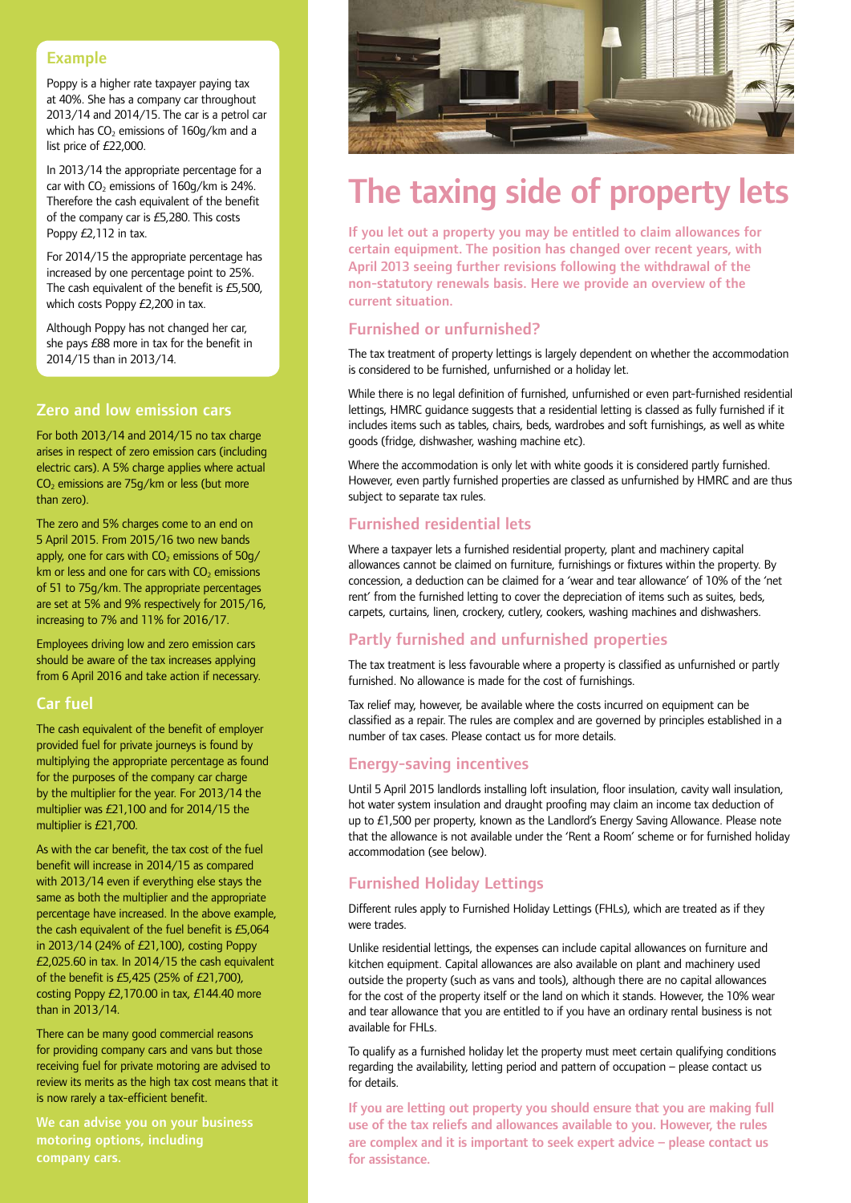### Example

Poppy is a higher rate taxpayer paying tax at 40%. She has a company car throughout 2013/14 and 2014/15. The car is a petrol car which has $CO_2$ emissions of 160g/km and a list price of £22,000.

In 2013/14 the appropriate percentage for a car with $CO_2$ emissions of 160g/km is 24%. Therefore the cash equivalent of the benefit of the company car is £5,280. This costs Poppy £2,112 in tax.

For 2014/15 the appropriate percentage has increased by one percentage point to 25%. The cash equivalent of the benefit is £5,500, which costs Poppy £2,200 in tax.

Although Poppy has not changed her car, she pays £88 more in tax for the benefit in 2014/15 than in 2013/14.

## Zero and low emission cars

For both 2013/14 and 2014/15 no tax charge arises in respect of zero emission cars (including electric cars). A 5% charge applies where actual $CO_2$ emissions are 75g/km or less (but more than zero).

The zero and 5% charges come to an end on 5 April 2015. From 2015/16 two new bands apply, one for cars with $CO_2$ emissions of 50g/km or less and one for cars with $CO_2$ emissions of 51 to 75g/km. The appropriate percentages are set at 5% and 9% respectively for 2015/16, increasing to 7% and 11% for 2016/17.

Employees driving low and zero emission cars should be aware of the tax increases applying from 6 April 2016 and take action if necessary.

## Car fuel

The cash equivalent of the benefit of employer provided fuel for private journeys is found by multiplying the appropriate percentage as found for the purposes of the company car charge by the multiplier for the year. For 2013/14 the multiplier was £21,100 and for 2014/15 the multiplier is £21,700.

As with the car benefit, the tax cost of the fuel benefit will increase in 2014/15 as compared with 2013/14 even if everything else stays the same as both the multiplier and the appropriate percentage have increased. In the above example, the cash equivalent of the fuel benefit is £5,064 in 2013/14 (24% of £21,100), costing Poppy £2,025.60 in tax. In 2014/15 the cash equivalent of the benefit is £5,425 (25% of £21,700), costing Poppy £2,170.00 in tax, £144.40 more than in 2013/14.

There can be many good commercial reasons for providing company cars and vans but those receiving fuel for private motoring are advised to review its merits as the high tax cost means that it is now rarely a tax-efficient benefit.

**We can advise you on your business motoring options, including company cars.**

# The taxing side of property lets

**If you let out a property you may be entitled to claim allowances for certain equipment. The position has changed over recent years, with April 2013 seeing further revisions following the withdrawal of the non-statutory renewals basis. Here we provide an overview of the current situation.**

## Furnished or unfurnished?

The tax treatment of property lettings is largely dependent on whether the accommodation is considered to be furnished, unfurnished or a holiday let.

While there is no legal definition of furnished, unfurnished or even part-furnished residential lettings, HMRC guidance suggests that a residential letting is classed as fully furnished if it includes items such as tables, chairs, beds, wardrobes and soft furnishings, as well as white goods (fridge, dishwasher, washing machine etc).

Where the accommodation is only let with white goods it is considered partly furnished. However, even partly furnished properties are classed as unfurnished by HMRC and are thus subject to separate tax rules.

## Furnished residential lets

Where a taxpayer lets a furnished residential property, plant and machinery capital allowances cannot be claimed on furniture, furnishings or fixtures within the property. By concession, a deduction can be claimed for a 'wear and tear allowance' of 10% of the 'net rent' from the furnished letting to cover the depreciation of items such as suites, beds, carpets, curtains, linen, crockery, cutlery, cookers, washing machines and dishwashers.

## Partly furnished and unfurnished properties

The tax treatment is less favourable where a property is classified as unfurnished or partly furnished. No allowance is made for the cost of furnishings.

Tax relief may, however, be available where the costs incurred on equipment can be classified as a repair. The rules are complex and are governed by principles established in a number of tax cases. Please contact us for more details.

## Energy-saving incentives

Until 5 April 2015 landlords installing loft insulation, floor insulation, cavity wall insulation, hot water system insulation and draught proofing may claim an income tax deduction of up to £1,500 per property, known as the Landlord's Energy Saving Allowance. Please note that the allowance is not available under the 'Rent a Room' scheme or for furnished holiday accommodation (see below).

## Furnished Holiday Lettings

Different rules apply to Furnished Holiday Lettings (FHLs), which are treated as if they were trades.

Unlike residential lettings, the expenses can include capital allowances on furniture and kitchen equipment. Capital allowances are also available on plant and machinery used outside the property (such as vans and tools), although there are no capital allowances for the cost of the property itself or the land on which it stands. However, the 10% wear and tear allowance that you are entitled to if you have an ordinary rental business is not available for FHLs.

To qualify as a furnished holiday let the property must meet certain qualifying conditions regarding the availability, letting period and pattern of occupation – please contact us for details.

**If you are letting out property you should ensure that you are making full use of the tax reliefs and allowances available to you. However, the rules are complex and it is important to seek expert advice – please contact us for assistance.**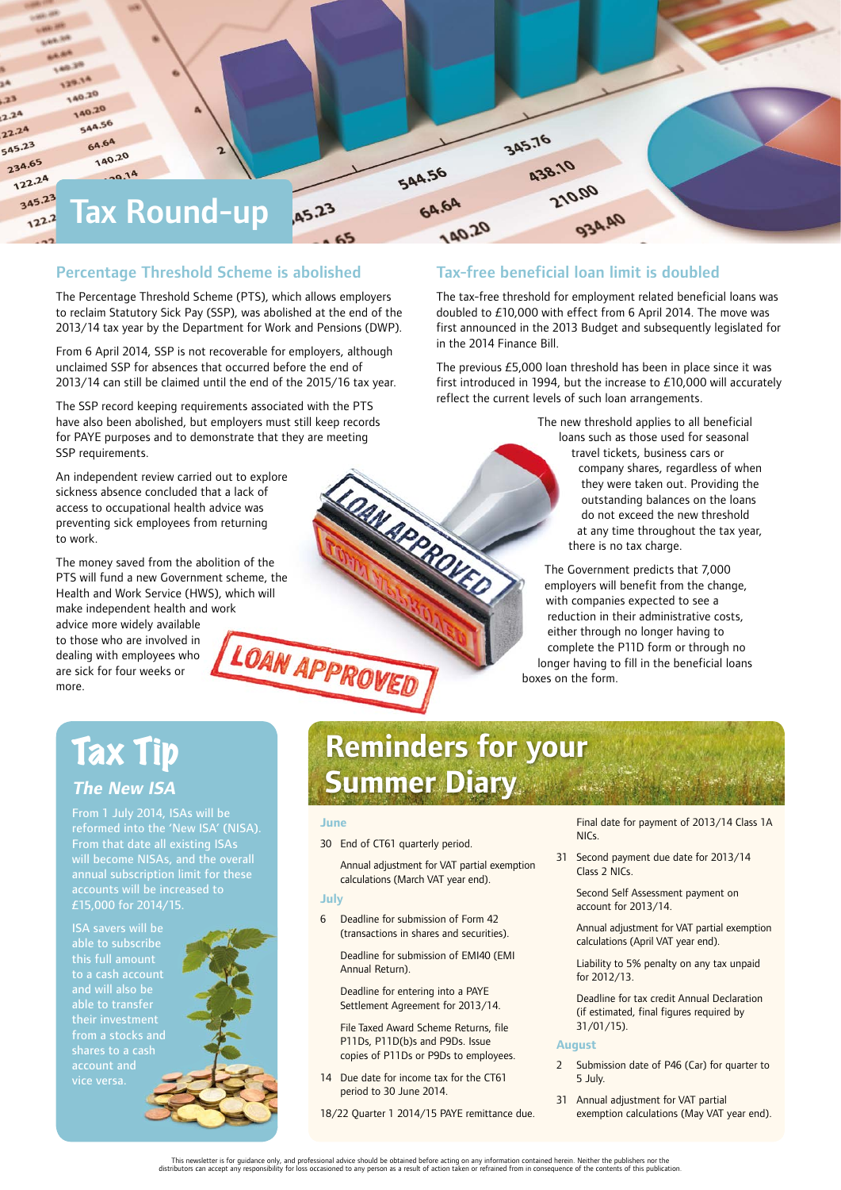# Tax Round-up

## Percentage Threshold Scheme is abolished

The Percentage Threshold Scheme (PTS), which allows employers to reclaim Statutory Sick Pay (SSP), was abolished at the end of the 2013/14 tax year by the Department for Work and Pensions (DWP).

From 6 April 2014, SSP is not recoverable for employers, although unclaimed SSP for absences that occurred before the end of 2013/14 can still be claimed until the end of the 2015/16 tax year.

The SSP record keeping requirements associated with the PTS have also been abolished, but employers must still keep records for PAYE purposes and to demonstrate that they are meeting SSP requirements.

An independent review carried out to explore sickness absence concluded that a lack of access to occupational health advice was preventing sick employees from returning to work.

The money saved from the abolition of the PTS will fund a new Government scheme, the Health and Work Service (HWS), which will make independent health and work advice more widely available to those who are involved in dealing with employees who are sick for four weeks or more.

## Tax-free beneficial loan limit is doubled

The tax-free threshold for employment related beneficial loans was doubled to £10,000 with effect from 6 April 2014. The move was first announced in the 2013 Budget and subsequently legislated for in the 2014 Finance Bill.

The previous £5,000 loan threshold has been in place since it was first introduced in 1994, but the increase to £10,000 will accurately reflect the current levels of such loan arrangements.

The new threshold applies to all beneficial loans such as those used for seasonal travel tickets, business cars or company shares, regardless of when they were taken out. Providing the outstanding balances on the loans do not exceed the new threshold at any time throughout the tax year, there is no tax charge.

The Government predicts that 7,000 employers will benefit from the change, with companies expected to see a reduction in their administrative costs, either through no longer having to complete the P11D form or through no longer having to fill in the beneficial loans boxes on the form.

## Tax Tip

### *The New ISA*

From 1 July 2014, ISAs will be reformed into the 'New ISA' (NISA). From that date all existing ISAs will become NISAs, and the overall annual subscription limit for these accounts will be increased to £15,000 for 2014/15.

ISA savers will be able to subscribe this full amount to a cash account and will also be able to transfer their investment from a stocks and shares to a cash account and vice versa.

## Reminders for your Summer Diary

### June

30 End of CT61 quarterly period.

Annual adjustment for VAT partial exemption calculations (March VAT year end).

### July

6 Deadline for submission of Form 42 (transactions in shares and securities).

Deadline for submission of EMI40 (EMI Annual Return).

Deadline for entering into a PAYE Settlement Agreement for 2013/14.

File Taxed Award Scheme Returns, file P11Ds, P11D(b)s and P9Ds. Issue copies of P11Ds or P9Ds to employees.

14 Due date for income tax for the CT61 period to 30 June 2014.

18/22 Quarter 1 2014/15 PAYE remittance due.

Final date for payment of 2013/14 Class 1A NICs.

31 Second payment due date for 2013/14 Class 2 NICs.

Second Self Assessment payment on account for 2013/14.

Annual adjustment for VAT partial exemption calculations (April VAT year end).

Liability to 5% penalty on any tax unpaid for 2012/13.

Deadline for tax credit Annual Declaration (if estimated, final figures required by 31/01/15).

### August

2 Submission date of P46 (Car) for quarter to 5 July.

31 Annual adjustment for VAT partial exemption calculations (May VAT year end).

This newsletter is for guidance only, and professional advice should be obtained before acting on any information contained herein. Neither the publishers nor the distributors can accept any responsibility for loss occasioned to any person as a result of action taken or refrained from in consequence of the contents of this publication.